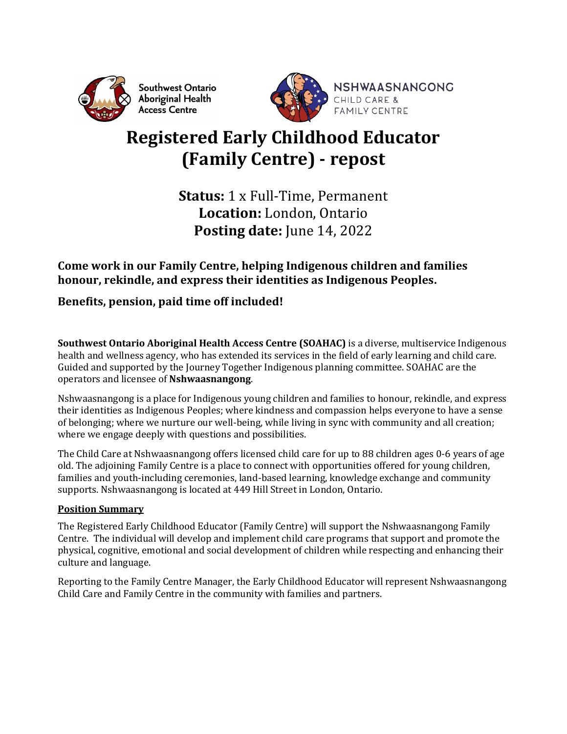# Registered Early Childhood Educator (Family Centre) - repost

**Status:** 1 x Full-Time, Permanent
**Location:** London, Ontario
**Posting date:** June 14, 2022

### Come work in our Family Centre, helping Indigenous children and families honour, rekindle, and express their identities as Indigenous Peoples.

### Benefits, pension, paid time off included!

**Southwest Ontario Aboriginal Health Access Centre (SOAHAC)** is a diverse, multiservice Indigenous health and wellness agency, who has extended its services in the field of early learning and child care. Guided and supported by the Journey Together Indigenous planning committee. SOAHAC are the operators and licensee of **Nshwaasnangong**.

Nshwaasnangong is a place for Indigenous young children and families to honour, rekindle, and express their identities as Indigenous Peoples; where kindness and compassion helps everyone to have a sense of belonging; where we nurture our well-being, while living in sync with community and all creation; where we engage deeply with questions and possibilities.

The Child Care at Nshwaasnangong offers licensed child care for up to 88 children ages 0-6 years of age old. The adjoining Family Centre is a place to connect with opportunities offered for young children, families and youth-including ceremonies, land-based learning, knowledge exchange and community supports. Nshwaasnangong is located at 449 Hill Street in London, Ontario.

**Position Summary**

The Registered Early Childhood Educator (Family Centre) will support the Nshwaasnangong Family Centre. The individual will develop and implement child care programs that support and promote the physical, cognitive, emotional and social development of children while respecting and enhancing their culture and language.

Reporting to the Family Centre Manager, the Early Childhood Educator will represent Nshwaasnangong Child Care and Family Centre in the community with families and partners.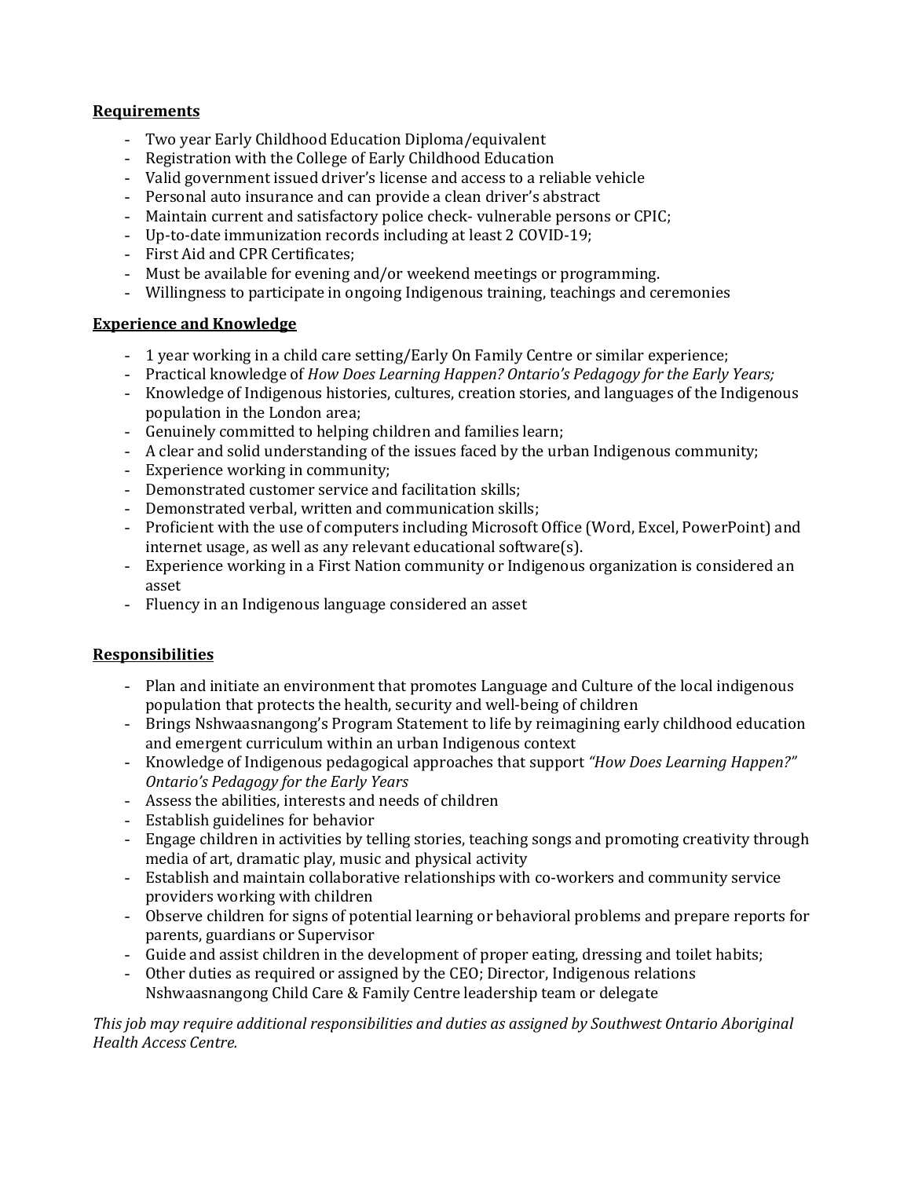**Requirements**

- Two year Early Childhood Education Diploma/equivalent
- Registration with the College of Early Childhood Education
- Valid government issued driver's license and access to a reliable vehicle
- Personal auto insurance and can provide a clean driver's abstract
- Maintain current and satisfactory police check- vulnerable persons or CPIC;
- Up-to-date immunization records including at least 2 COVID-19;
- First Aid and CPR Certificates;
- Must be available for evening and/or weekend meetings or programming.
- Willingness to participate in ongoing Indigenous training, teachings and ceremonies

**Experience and Knowledge**

- 1 year working in a child care setting/Early On Family Centre or similar experience;
- Practical knowledge of *How Does Learning Happen? Ontario's Pedagogy for the Early Years;*
- Knowledge of Indigenous histories, cultures, creation stories, and languages of the Indigenous population in the London area;
- Genuinely committed to helping children and families learn;
- A clear and solid understanding of the issues faced by the urban Indigenous community;
- Experience working in community;
- Demonstrated customer service and facilitation skills;
- Demonstrated verbal, written and communication skills;
- Proficient with the use of computers including Microsoft Office (Word, Excel, PowerPoint) and internet usage, as well as any relevant educational software(s).
- Experience working in a First Nation community or Indigenous organization is considered an asset
- Fluency in an Indigenous language considered an asset

**Responsibilities**

- Plan and initiate an environment that promotes Language and Culture of the local indigenous population that protects the health, security and well-being of children
- Brings Nshwaasnangong's Program Statement to life by reimagining early childhood education and emergent curriculum within an urban Indigenous context
- Knowledge of Indigenous pedagogical approaches that support *"How Does Learning Happen?" Ontario's Pedagogy for the Early Years*
- Assess the abilities, interests and needs of children
- Establish guidelines for behavior
- Engage children in activities by telling stories, teaching songs and promoting creativity through media of art, dramatic play, music and physical activity
- Establish and maintain collaborative relationships with co-workers and community service providers working with children
- Observe children for signs of potential learning or behavioral problems and prepare reports for parents, guardians or Supervisor
- Guide and assist children in the development of proper eating, dressing and toilet habits;
- Other duties as required or assigned by the CEO; Director, Indigenous relations Nshwaasnangong Child Care & Family Centre leadership team or delegate

*This job may require additional responsibilities and duties as assigned by Southwest Ontario Aboriginal Health Access Centre.*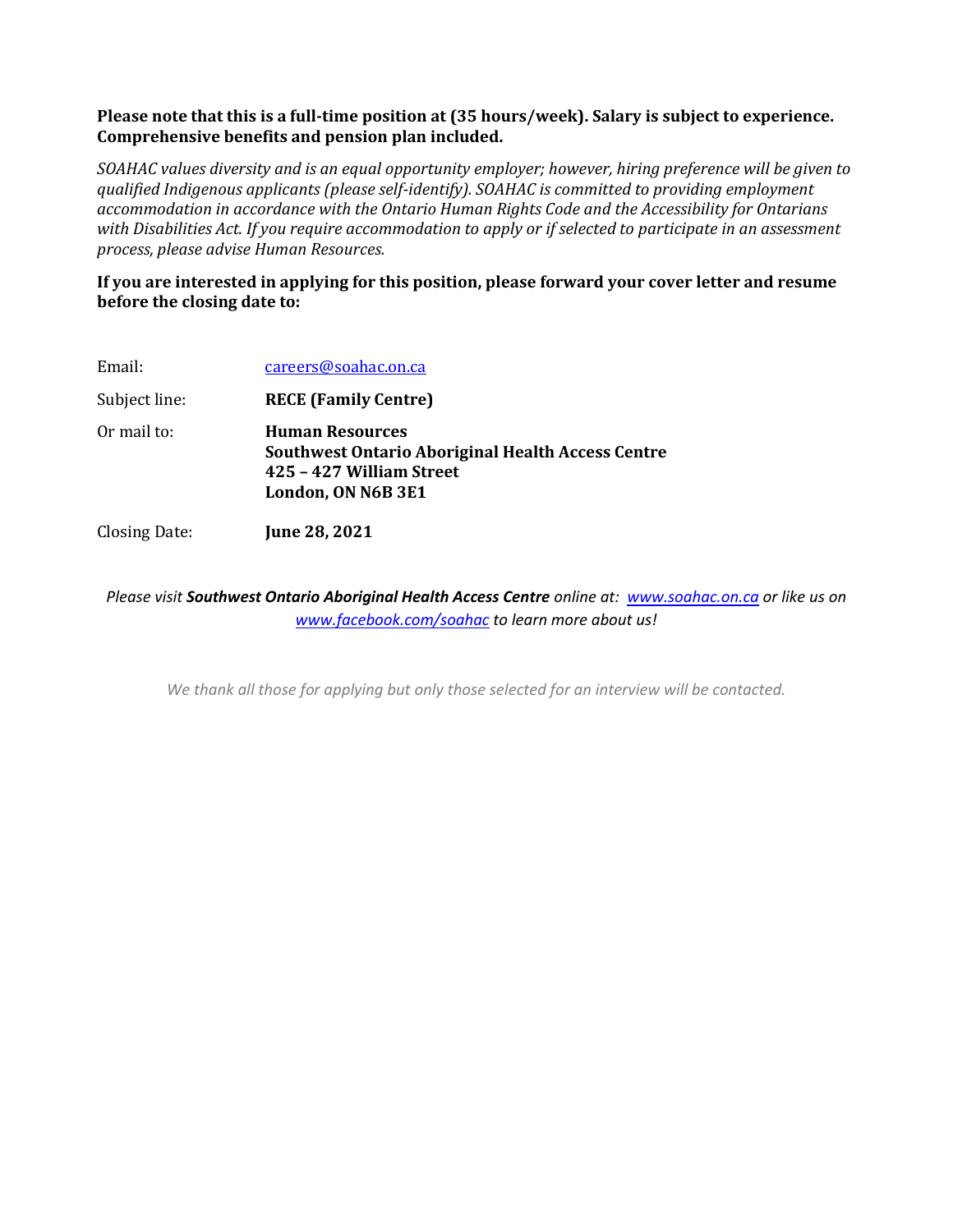**Please note that this is a full-time position at (35 hours/week). Salary is subject to experience. Comprehensive benefits and pension plan included.**

*SOAHAC values diversity and is an equal opportunity employer; however, hiring preference will be given to qualified Indigenous applicants (please self-identify). SOAHAC is committed to providing employment accommodation in accordance with the Ontario Human Rights Code and the Accessibility for Ontarians with Disabilities Act. If you require accommodation to apply or if selected to participate in an assessment process, please advise Human Resources.*

**If you are interested in applying for this position, please forward your cover letter and resume before the closing date to:**

| | |
|---|---|
| Email: | careers@soahac.on.ca |
| Subject line: | **RECE (Family Centre)** |
| Or mail to: | **Human Resources**<br>**Southwest Ontario Aboriginal Health Access Centre**<br>**425 – 427 William Street**<br>**London, ON N6B 3E1** |
| Closing Date: | **June 28, 2021** |

*Please visit **Southwest Ontario Aboriginal Health Access Centre** online at: www.soahac.on.ca or like us on www.facebook.com/soahac to learn more about us!*

*We thank all those for applying but only those selected for an interview will be contacted.*